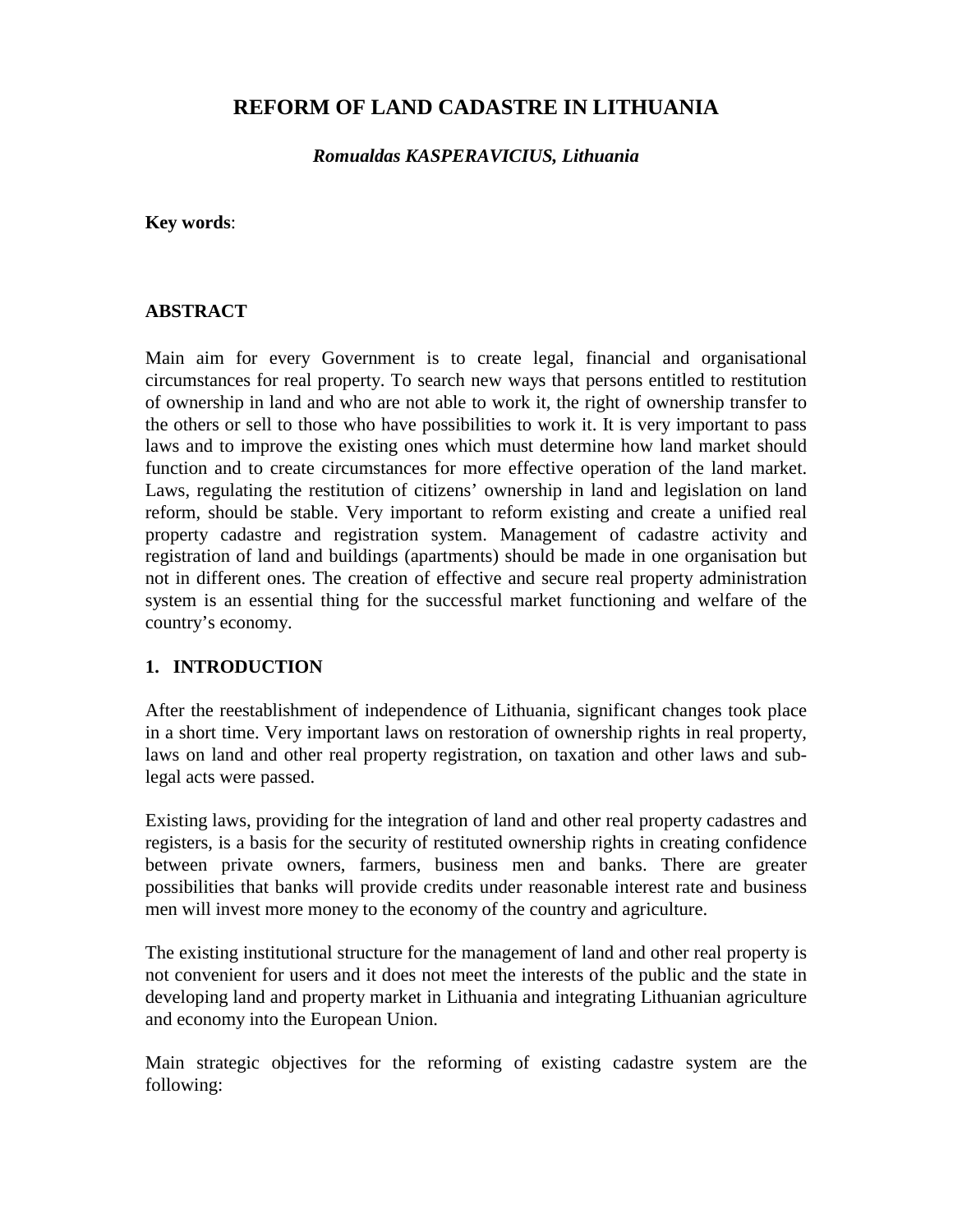# REFORM OF LAND CADASTRE IN LITHUANIA

***Romualdas KASPERAVICIUS, Lithuania***

**Key words**:

## ABSTRACT

Main aim for every Government is to create legal, financial and organisational circumstances for real property. To search new ways that persons entitled to restitution of ownership in land and who are not able to work it, the right of ownership transfer to the others or sell to those who have possibilities to work it. It is very important to pass laws and to improve the existing ones which must determine how land market should function and to create circumstances for more effective operation of the land market. Laws, regulating the restitution of citizens' ownership in land and legislation on land reform, should be stable. Very important to reform existing and create a unified real property cadastre and registration system. Management of cadastre activity and registration of land and buildings (apartments) should be made in one organisation but not in different ones. The creation of effective and secure real property administration system is an essential thing for the successful market functioning and welfare of the country's economy.

## 1. INTRODUCTION

After the reestablishment of independence of Lithuania, significant changes took place in a short time. Very important laws on restoration of ownership rights in real property, laws on land and other real property registration, on taxation and other laws and sub-legal acts were passed.

Existing laws, providing for the integration of land and other real property cadastres and registers, is a basis for the security of restituted ownership rights in creating confidence between private owners, farmers, business men and banks. There are greater possibilities that banks will provide credits under reasonable interest rate and business men will invest more money to the economy of the country and agriculture.

The existing institutional structure for the management of land and other real property is not convenient for users and it does not meet the interests of the public and the state in developing land and property market in Lithuania and integrating Lithuanian agriculture and economy into the European Union.

Main strategic objectives for the reforming of existing cadastre system are the following: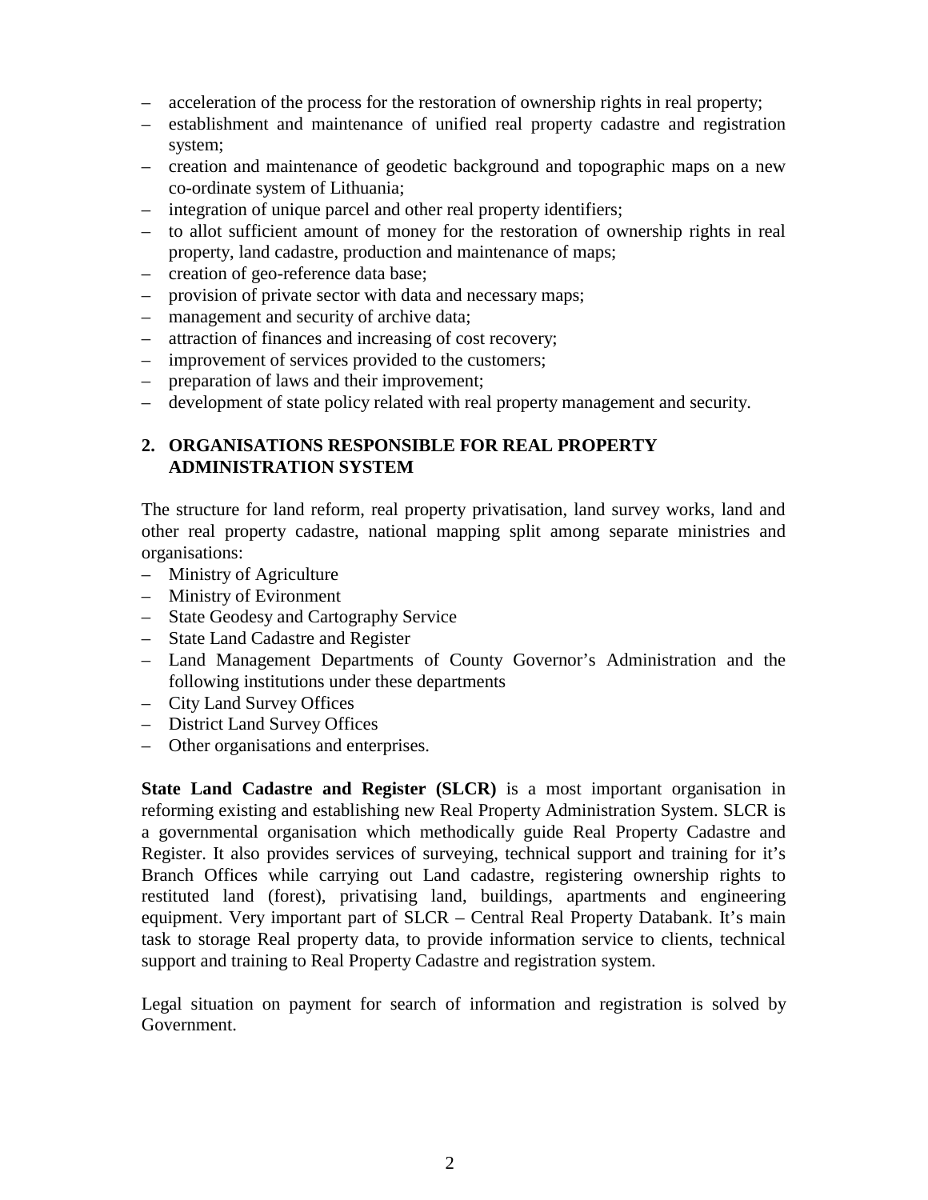- acceleration of the process for the restoration of ownership rights in real property;
- establishment and maintenance of unified real property cadastre and registration system;
- creation and maintenance of geodetic background and topographic maps on a new co-ordinate system of Lithuania;
- integration of unique parcel and other real property identifiers;
- to allot sufficient amount of money for the restoration of ownership rights in real property, land cadastre, production and maintenance of maps;
- creation of geo-reference data base;
- provision of private sector with data and necessary maps;
- management and security of archive data;
- attraction of finances and increasing of cost recovery;
- improvement of services provided to the customers;
- preparation of laws and their improvement;
- development of state policy related with real property management and security.

## 2. ORGANISATIONS RESPONSIBLE FOR REAL PROPERTY ADMINISTRATION SYSTEM

The structure for land reform, real property privatisation, land survey works, land and other real property cadastre, national mapping split among separate ministries and organisations:

- Ministry of Agriculture
- Ministry of Evironment
- State Geodesy and Cartography Service
- State Land Cadastre and Register
- Land Management Departments of County Governor's Administration and the following institutions under these departments
- City Land Survey Offices
- District Land Survey Offices
- Other organisations and enterprises.

**State Land Cadastre and Register (SLCR)** is a most important organisation in reforming existing and establishing new Real Property Administration System. SLCR is a governmental organisation which methodically guide Real Property Cadastre and Register. It also provides services of surveying, technical support and training for it's Branch Offices while carrying out Land cadastre, registering ownership rights to restituted land (forest), privatising land, buildings, apartments and engineering equipment. Very important part of SLCR – Central Real Property Databank. It's main task to storage Real property data, to provide information service to clients, technical support and training to Real Property Cadastre and registration system.

Legal situation on payment for search of information and registration is solved by Government.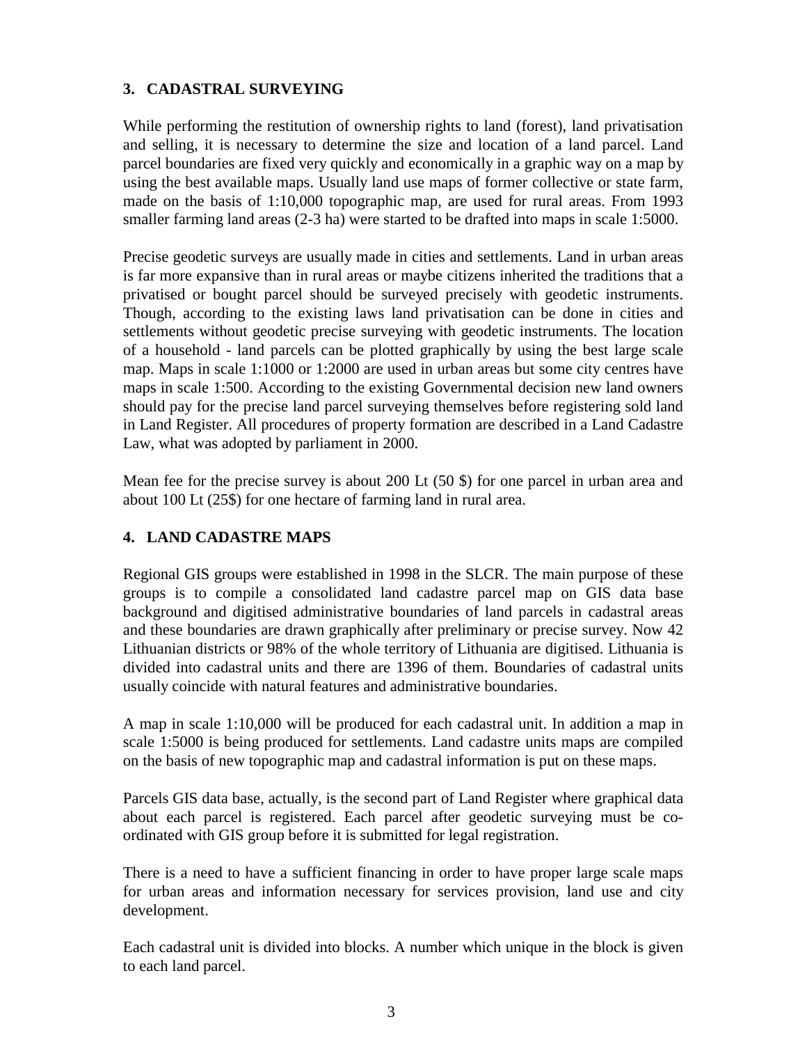## 3. CADASTRAL SURVEYING

While performing the restitution of ownership rights to land (forest), land privatisation and selling, it is necessary to determine the size and location of a land parcel. Land parcel boundaries are fixed very quickly and economically in a graphic way on a map by using the best available maps. Usually land use maps of former collective or state farm, made on the basis of 1:10,000 topographic map, are used for rural areas. From 1993 smaller farming land areas (2-3 ha) were started to be drafted into maps in scale 1:5000.

Precise geodetic surveys are usually made in cities and settlements. Land in urban areas is far more expansive than in rural areas or maybe citizens inherited the traditions that a privatised or bought parcel should be surveyed precisely with geodetic instruments. Though, according to the existing laws land privatisation can be done in cities and settlements without geodetic precise surveying with geodetic instruments. The location of a household - land parcels can be plotted graphically by using the best large scale map. Maps in scale 1:1000 or 1:2000 are used in urban areas but some city centres have maps in scale 1:500. According to the existing Governmental decision new land owners should pay for the precise land parcel surveying themselves before registering sold land in Land Register. All procedures of property formation are described in a Land Cadastre Law, what was adopted by parliament in 2000.

Mean fee for the precise survey is about 200 Lt (50 $) for one parcel in urban area and about 100 Lt (25$) for one hectare of farming land in rural area.

## 4. LAND CADASTRE MAPS

Regional GIS groups were established in 1998 in the SLCR. The main purpose of these groups is to compile a consolidated land cadastre parcel map on GIS data base background and digitised administrative boundaries of land parcels in cadastral areas and these boundaries are drawn graphically after preliminary or precise survey. Now 42 Lithuanian districts or 98% of the whole territory of Lithuania are digitised. Lithuania is divided into cadastral units and there are 1396 of them. Boundaries of cadastral units usually coincide with natural features and administrative boundaries.

A map in scale 1:10,000 will be produced for each cadastral unit. In addition a map in scale 1:5000 is being produced for settlements. Land cadastre units maps are compiled on the basis of new topographic map and cadastral information is put on these maps.

Parcels GIS data base, actually, is the second part of Land Register where graphical data about each parcel is registered. Each parcel after geodetic surveying must be co-ordinated with GIS group before it is submitted for legal registration.

There is a need to have a sufficient financing in order to have proper large scale maps for urban areas and information necessary for services provision, land use and city development.

Each cadastral unit is divided into blocks. A number which unique in the block is given to each land parcel.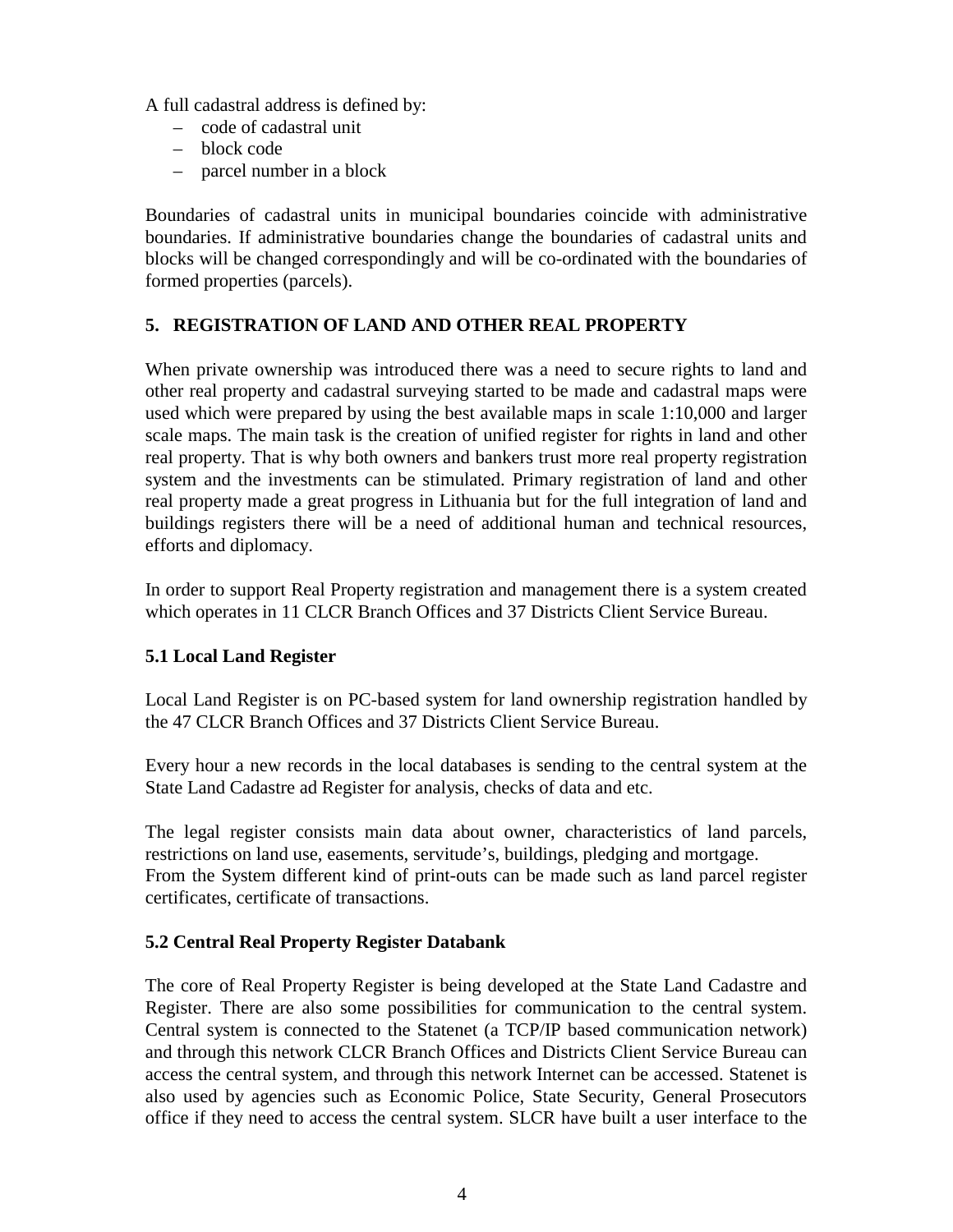A full cadastral address is defined by:

- code of cadastral unit
- block code
- parcel number in a block

Boundaries of cadastral units in municipal boundaries coincide with administrative boundaries. If administrative boundaries change the boundaries of cadastral units and blocks will be changed correspondingly and will be co-ordinated with the boundaries of formed properties (parcels).

## 5. REGISTRATION OF LAND AND OTHER REAL PROPERTY

When private ownership was introduced there was a need to secure rights to land and other real property and cadastral surveying started to be made and cadastral maps were used which were prepared by using the best available maps in scale 1:10,000 and larger scale maps. The main task is the creation of unified register for rights in land and other real property. That is why both owners and bankers trust more real property registration system and the investments can be stimulated. Primary registration of land and other real property made a great progress in Lithuania but for the full integration of land and buildings registers there will be a need of additional human and technical resources, efforts and diplomacy.

In order to support Real Property registration and management there is a system created which operates in 11 CLCR Branch Offices and 37 Districts Client Service Bureau.

### 5.1 Local Land Register

Local Land Register is on PC-based system for land ownership registration handled by the 47 CLCR Branch Offices and 37 Districts Client Service Bureau.

Every hour a new records in the local databases is sending to the central system at the State Land Cadastre ad Register for analysis, checks of data and etc.

The legal register consists main data about owner, characteristics of land parcels, restrictions on land use, easements, servitude's, buildings, pledging and mortgage.
From the System different kind of print-outs can be made such as land parcel register certificates, certificate of transactions.

### 5.2 Central Real Property Register Databank

The core of Real Property Register is being developed at the State Land Cadastre and Register. There are also some possibilities for communication to the central system. Central system is connected to the Statenet (a TCP/IP based communication network) and through this network CLCR Branch Offices and Districts Client Service Bureau can access the central system, and through this network Internet can be accessed. Statenet is also used by agencies such as Economic Police, State Security, General Prosecutors office if they need to access the central system. SLCR have built a user interface to the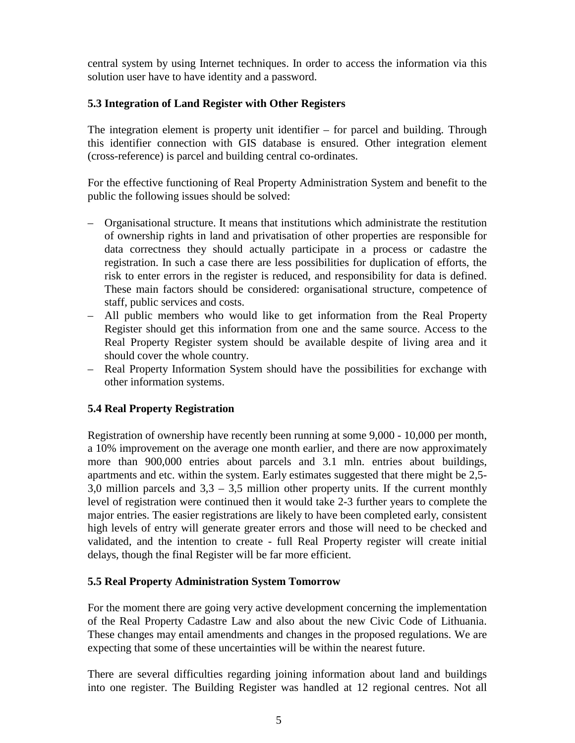central system by using Internet techniques. In order to access the information via this solution user have to have identity and a password.

### 5.3 Integration of Land Register with Other Registers

The integration element is property unit identifier – for parcel and building. Through this identifier connection with GIS database is ensured. Other integration element (cross-reference) is parcel and building central co-ordinates.

For the effective functioning of Real Property Administration System and benefit to the public the following issues should be solved:

– Organisational structure. It means that institutions which administrate the restitution of ownership rights in land and privatisation of other properties are responsible for data correctness they should actually participate in a process or cadastre the registration. In such a case there are less possibilities for duplication of efforts, the risk to enter errors in the register is reduced, and responsibility for data is defined. These main factors should be considered: organisational structure, competence of staff, public services and costs.
– All public members who would like to get information from the Real Property Register should get this information from one and the same source. Access to the Real Property Register system should be available despite of living area and it should cover the whole country.
– Real Property Information System should have the possibilities for exchange with other information systems.

### 5.4 Real Property Registration

Registration of ownership have recently been running at some 9,000 - 10,000 per month, a 10% improvement on the average one month earlier, and there are now approximately more than 900,000 entries about parcels and 3.1 mln. entries about buildings, apartments and etc. within the system. Early estimates suggested that there might be 2,5-3,0 million parcels and 3,3 – 3,5 million other property units. If the current monthly level of registration were continued then it would take 2-3 further years to complete the major entries. The easier registrations are likely to have been completed early, consistent high levels of entry will generate greater errors and those will need to be checked and validated, and the intention to create - full Real Property register will create initial delays, though the final Register will be far more efficient.

### 5.5 Real Property Administration System Tomorrow

For the moment there are going very active development concerning the implementation of the Real Property Cadastre Law and also about the new Civic Code of Lithuania. These changes may entail amendments and changes in the proposed regulations. We are expecting that some of these uncertainties will be within the nearest future.

There are several difficulties regarding joining information about land and buildings into one register. The Building Register was handled at 12 regional centres. Not all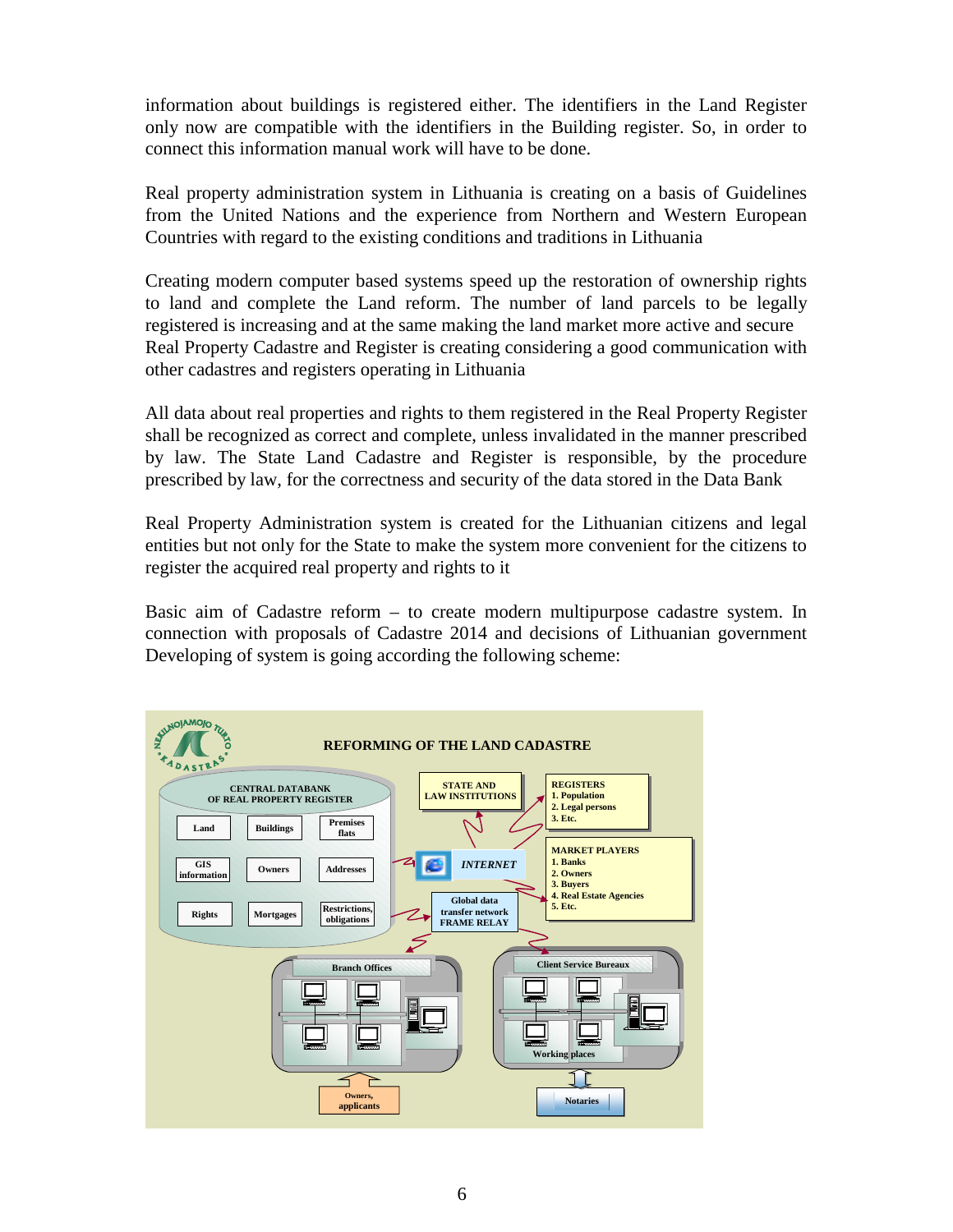information about buildings is registered either. The identifiers in the Land Register only now are compatible with the identifiers in the Building register. So, in order to connect this information manual work will have to be done.

Real property administration system in Lithuania is creating on a basis of Guidelines from the United Nations and the experience from Northern and Western European Countries with regard to the existing conditions and traditions in Lithuania

Creating modern computer based systems speed up the restoration of ownership rights to land and complete the Land reform. The number of land parcels to be legally registered is increasing and at the same making the land market more active and secure Real Property Cadastre and Register is creating considering a good communication with other cadastres and registers operating in Lithuania

All data about real properties and rights to them registered in the Real Property Register shall be recognized as correct and complete, unless invalidated in the manner prescribed by law. The State Land Cadastre and Register is responsible, by the procedure prescribed by law, for the correctness and security of the data stored in the Data Bank

Real Property Administration system is created for the Lithuanian citizens and legal entities but not only for the State to make the system more convenient for the citizens to register the acquired real property and rights to it

Basic aim of Cadastre reform – to create modern multipurpose cadastre system. In connection with proposals of Cadastre 2014 and decisions of Lithuanian government Developing of system is going according the following scheme:

REFORMING OF THE LAND CADASTRE

CENTRAL DATABANK OF REAL PROPERTY REGISTER: Land, Buildings, Premises flats, GIS information, Owners, Addresses, Rights, Mortgages, Restrictions, obligations

STATE AND LAW INSTITUTIONS

REGISTERS
1. Population
2. Legal persons
3. Etc.

INTERNET

MARKET PLAYERS
1. Banks
2. Owners
3. Buyers
4. Real Estate Agencies
5. Etc.

Global data transfer network FRAME RELAY

Branch Offices

Client Service Bureaux

Working places

Owners, applicants

Notaries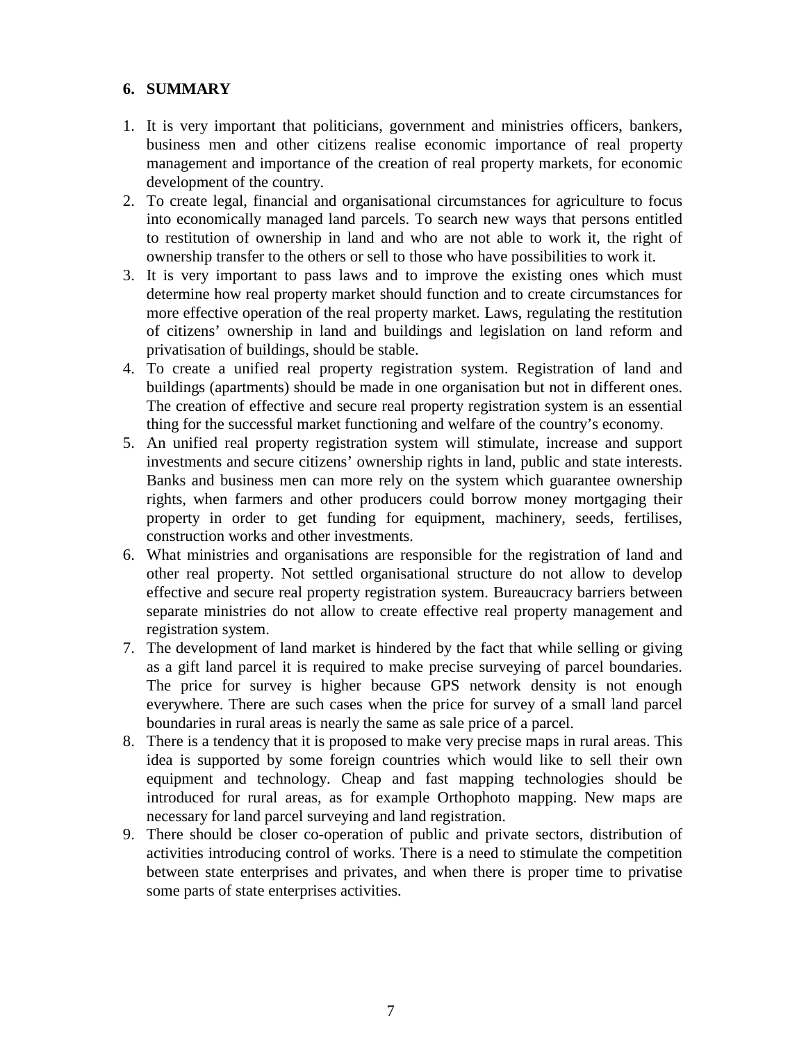## 6. SUMMARY

1. It is very important that politicians, government and ministries officers, bankers, business men and other citizens realise economic importance of real property management and importance of the creation of real property markets, for economic development of the country.
2. To create legal, financial and organisational circumstances for agriculture to focus into economically managed land parcels. To search new ways that persons entitled to restitution of ownership in land and who are not able to work it, the right of ownership transfer to the others or sell to those who have possibilities to work it.
3. It is very important to pass laws and to improve the existing ones which must determine how real property market should function and to create circumstances for more effective operation of the real property market. Laws, regulating the restitution of citizens' ownership in land and buildings and legislation on land reform and privatisation of buildings, should be stable.
4. To create a unified real property registration system. Registration of land and buildings (apartments) should be made in one organisation but not in different ones. The creation of effective and secure real property registration system is an essential thing for the successful market functioning and welfare of the country's economy.
5. An unified real property registration system will stimulate, increase and support investments and secure citizens' ownership rights in land, public and state interests. Banks and business men can more rely on the system which guarantee ownership rights, when farmers and other producers could borrow money mortgaging their property in order to get funding for equipment, machinery, seeds, fertilises, construction works and other investments.
6. What ministries and organisations are responsible for the registration of land and other real property. Not settled organisational structure do not allow to develop effective and secure real property registration system. Bureaucracy barriers between separate ministries do not allow to create effective real property management and registration system.
7. The development of land market is hindered by the fact that while selling or giving as a gift land parcel it is required to make precise surveying of parcel boundaries. The price for survey is higher because GPS network density is not enough everywhere. There are such cases when the price for survey of a small land parcel boundaries in rural areas is nearly the same as sale price of a parcel.
8. There is a tendency that it is proposed to make very precise maps in rural areas. This idea is supported by some foreign countries which would like to sell their own equipment and technology. Cheap and fast mapping technologies should be introduced for rural areas, as for example Orthophoto mapping. New maps are necessary for land parcel surveying and land registration.
9. There should be closer co-operation of public and private sectors, distribution of activities introducing control of works. There is a need to stimulate the competition between state enterprises and privates, and when there is proper time to privatise some parts of state enterprises activities.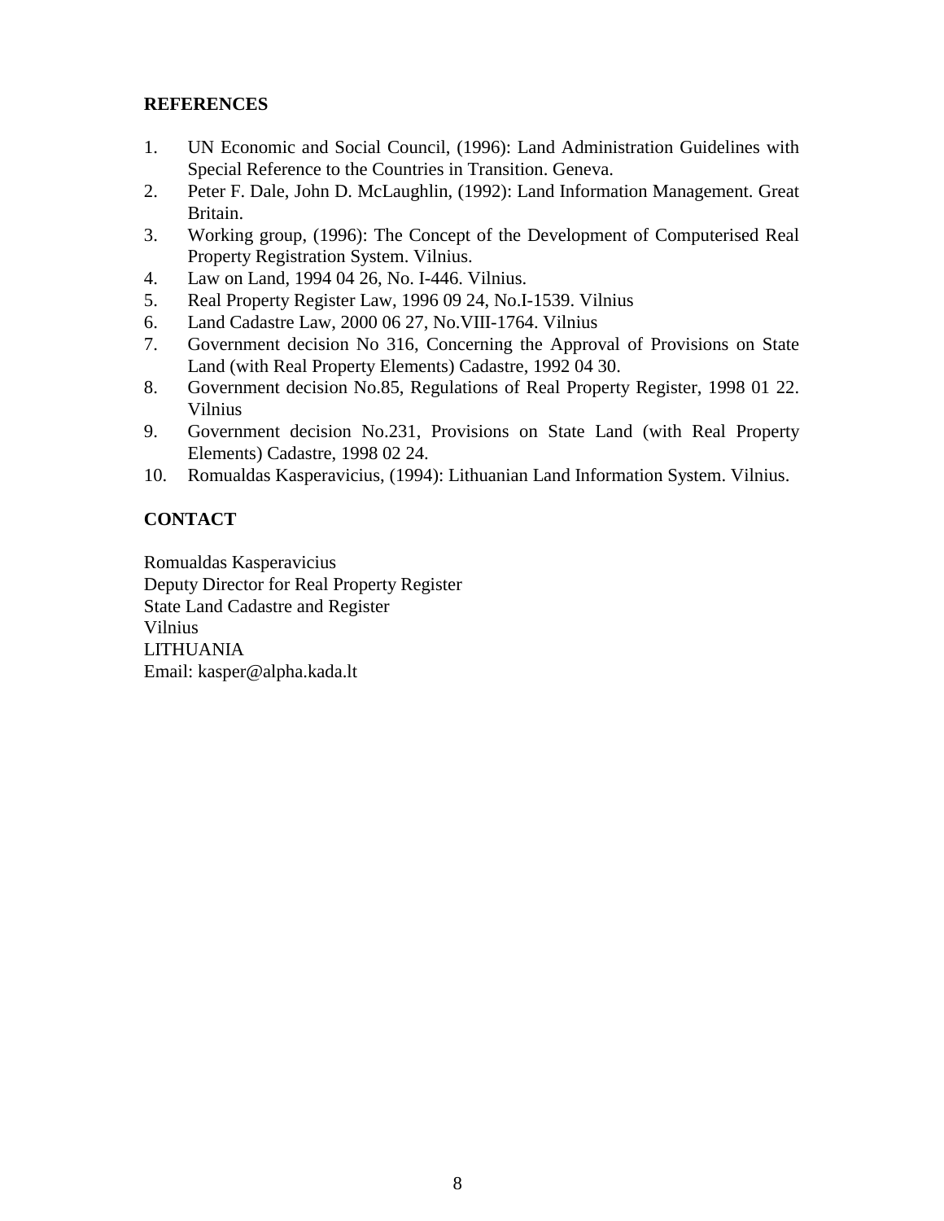## REFERENCES

1. UN Economic and Social Council, (1996): Land Administration Guidelines with Special Reference to the Countries in Transition. Geneva.
2. Peter F. Dale, John D. McLaughlin, (1992): Land Information Management. Great Britain.
3. Working group, (1996): The Concept of the Development of Computerised Real Property Registration System. Vilnius.
4. Law on Land, 1994 04 26, No. I-446. Vilnius.
5. Real Property Register Law, 1996 09 24, No.I-1539. Vilnius
6. Land Cadastre Law, 2000 06 27, No.VIII-1764. Vilnius
7. Government decision No 316, Concerning the Approval of Provisions on State Land (with Real Property Elements) Cadastre, 1992 04 30.
8. Government decision No.85, Regulations of Real Property Register, 1998 01 22. Vilnius
9. Government decision No.231, Provisions on State Land (with Real Property Elements) Cadastre, 1998 02 24.
10. Romualdas Kasperavicius, (1994): Lithuanian Land Information System. Vilnius.

## CONTACT

Romualdas Kasperavicius
Deputy Director for Real Property Register
State Land Cadastre and Register
Vilnius
LITHUANIA
Email: kasper@alpha.kada.lt